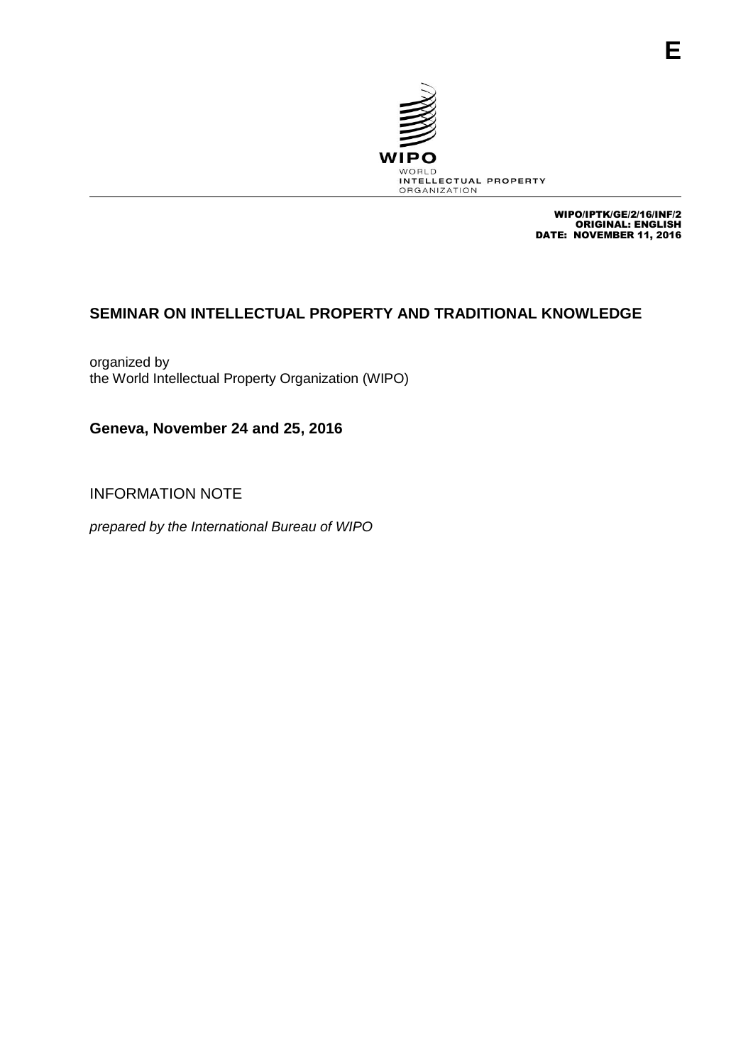E

WIPO
WORLD
INTELLECTUAL PROPERTY
ORGANIZATION

WIPO/IPTK/GE/2/16/INF/2
ORIGINAL: ENGLISH
DATE: NOVEMBER 11, 2016

# SEMINAR ON INTELLECTUAL PROPERTY AND TRADITIONAL KNOWLEDGE

organized by
the World Intellectual Property Organization (WIPO)

**Geneva, November 24 and 25, 2016**

INFORMATION NOTE

*prepared by the International Bureau of WIPO*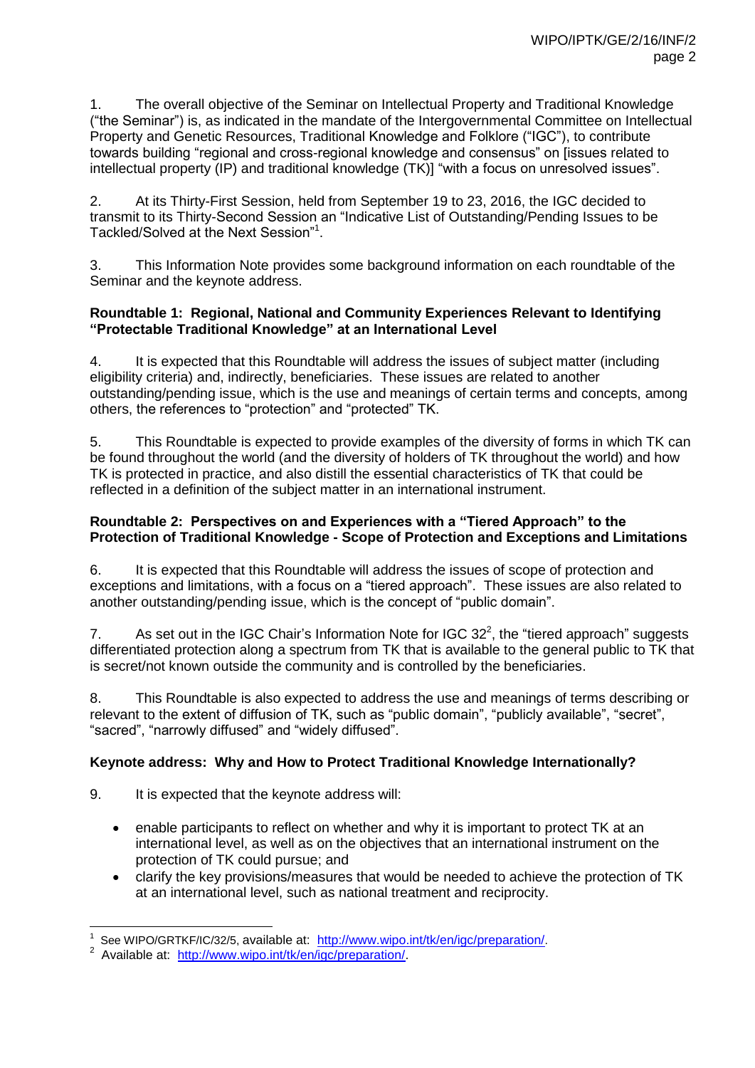1. The overall objective of the Seminar on Intellectual Property and Traditional Knowledge ("the Seminar") is, as indicated in the mandate of the Intergovernmental Committee on Intellectual Property and Genetic Resources, Traditional Knowledge and Folklore ("IGC"), to contribute towards building "regional and cross-regional knowledge and consensus" on [issues related to intellectual property (IP) and traditional knowledge (TK)] "with a focus on unresolved issues".

2. At its Thirty-First Session, held from September 19 to 23, 2016, the IGC decided to transmit to its Thirty-Second Session an "Indicative List of Outstanding/Pending Issues to be Tackled/Solved at the Next Session"[1].

3. This Information Note provides some background information on each roundtable of the Seminar and the keynote address.

**Roundtable 1: Regional, National and Community Experiences Relevant to Identifying "Protectable Traditional Knowledge" at an International Level**

4. It is expected that this Roundtable will address the issues of subject matter (including eligibility criteria) and, indirectly, beneficiaries. These issues are related to another outstanding/pending issue, which is the use and meanings of certain terms and concepts, among others, the references to "protection" and "protected" TK.

5. This Roundtable is expected to provide examples of the diversity of forms in which TK can be found throughout the world (and the diversity of holders of TK throughout the world) and how TK is protected in practice, and also distill the essential characteristics of TK that could be reflected in a definition of the subject matter in an international instrument.

**Roundtable 2: Perspectives on and Experiences with a "Tiered Approach" to the Protection of Traditional Knowledge - Scope of Protection and Exceptions and Limitations**

6. It is expected that this Roundtable will address the issues of scope of protection and exceptions and limitations, with a focus on a "tiered approach". These issues are also related to another outstanding/pending issue, which is the concept of "public domain".

7. As set out in the IGC Chair's Information Note for IGC 32[2], the "tiered approach" suggests differentiated protection along a spectrum from TK that is available to the general public to TK that is secret/not known outside the community and is controlled by the beneficiaries.

8. This Roundtable is also expected to address the use and meanings of terms describing or relevant to the extent of diffusion of TK, such as "public domain", "publicly available", "secret", "sacred", "narrowly diffused" and "widely diffused".

**Keynote address: Why and How to Protect Traditional Knowledge Internationally?**

9. It is expected that the keynote address will:

- enable participants to reflect on whether and why it is important to protect TK at an international level, as well as on the objectives that an international instrument on the protection of TK could pursue; and
- clarify the key provisions/measures that would be needed to achieve the protection of TK at an international level, such as national treatment and reciprocity.

---

[1] See WIPO/GRTKF/IC/32/5, available at: http://www.wipo.int/tk/en/igc/preparation/.

[2] Available at: http://www.wipo.int/tk/en/igc/preparation/.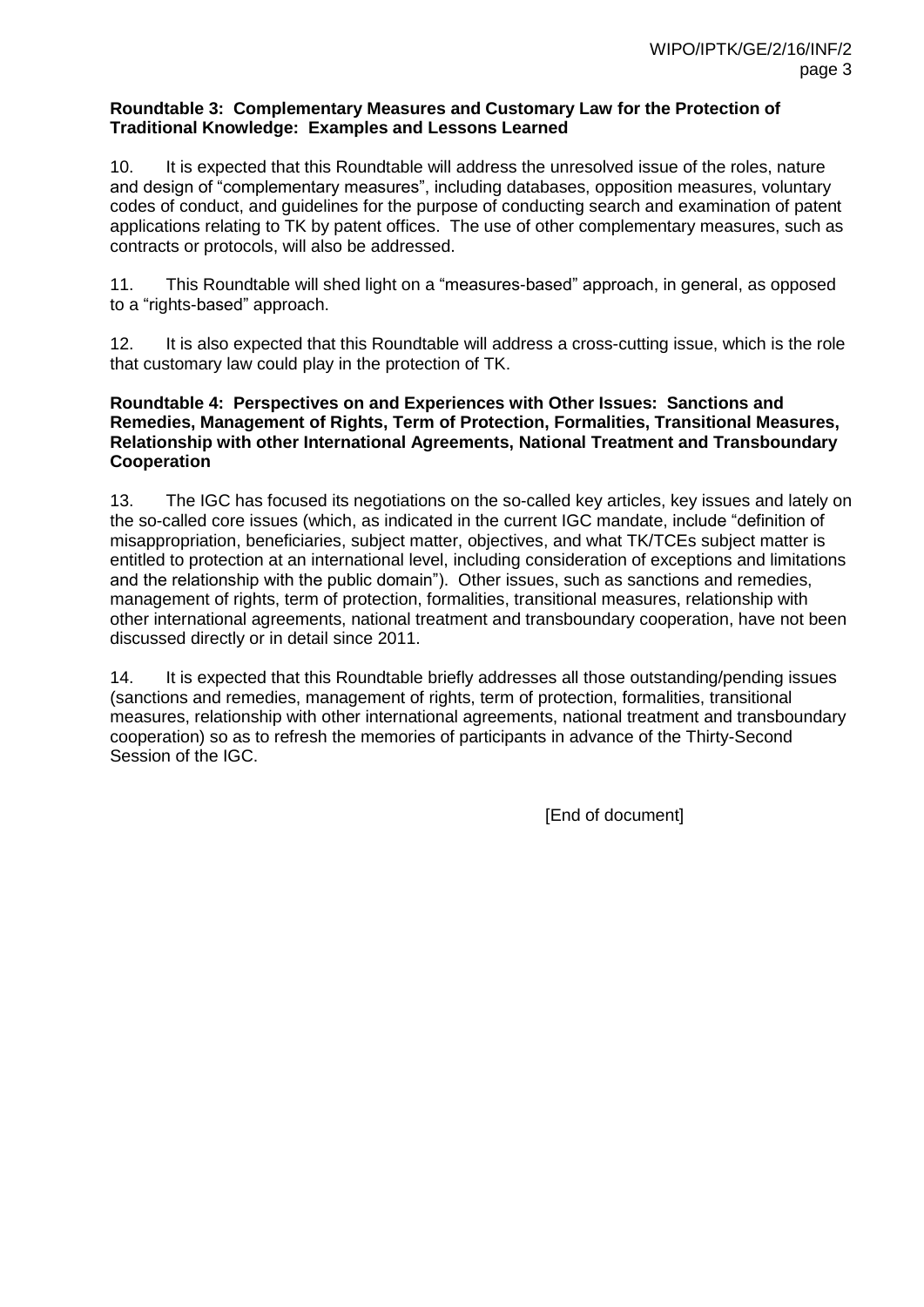**Roundtable 3: Complementary Measures and Customary Law for the Protection of Traditional Knowledge: Examples and Lessons Learned**

10. It is expected that this Roundtable will address the unresolved issue of the roles, nature and design of "complementary measures", including databases, opposition measures, voluntary codes of conduct, and guidelines for the purpose of conducting search and examination of patent applications relating to TK by patent offices. The use of other complementary measures, such as contracts or protocols, will also be addressed.

11. This Roundtable will shed light on a "measures-based" approach, in general, as opposed to a "rights-based" approach.

12. It is also expected that this Roundtable will address a cross-cutting issue, which is the role that customary law could play in the protection of TK.

**Roundtable 4: Perspectives on and Experiences with Other Issues: Sanctions and Remedies, Management of Rights, Term of Protection, Formalities, Transitional Measures, Relationship with other International Agreements, National Treatment and Transboundary Cooperation**

13. The IGC has focused its negotiations on the so-called key articles, key issues and lately on the so-called core issues (which, as indicated in the current IGC mandate, include "definition of misappropriation, beneficiaries, subject matter, objectives, and what TK/TCEs subject matter is entitled to protection at an international level, including consideration of exceptions and limitations and the relationship with the public domain"). Other issues, such as sanctions and remedies, management of rights, term of protection, formalities, transitional measures, relationship with other international agreements, national treatment and transboundary cooperation, have not been discussed directly or in detail since 2011.

14. It is expected that this Roundtable briefly addresses all those outstanding/pending issues (sanctions and remedies, management of rights, term of protection, formalities, transitional measures, relationship with other international agreements, national treatment and transboundary cooperation) so as to refresh the memories of participants in advance of the Thirty-Second Session of the IGC.

[End of document]